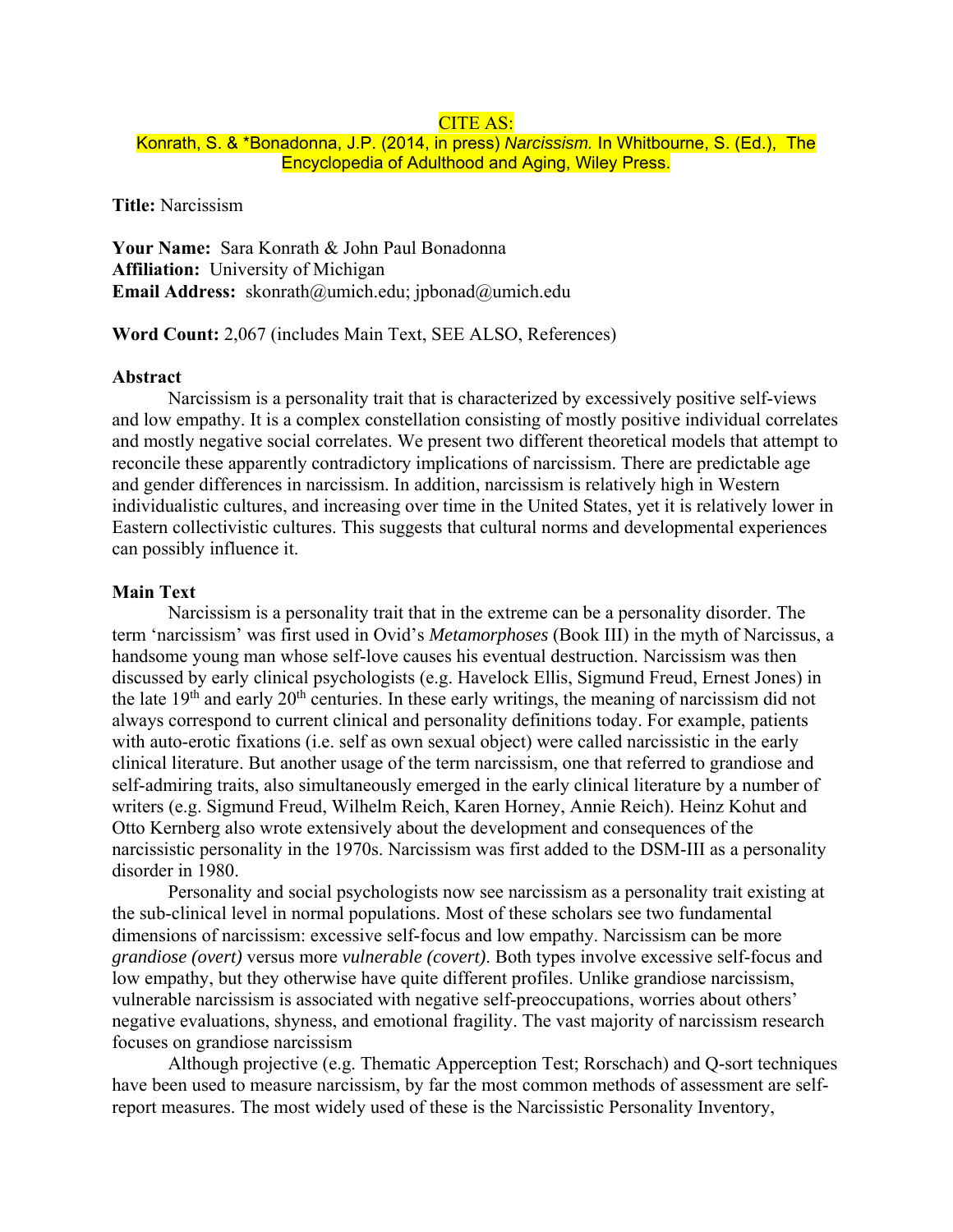CITE AS:
Konrath, S. & *Bonadonna, J.P. (2014, in press) *Narcissism.* In Whitbourne, S. (Ed.), The Encyclopedia of Adulthood and Aging, Wiley Press.

**Title:** Narcissism

**Your Name:** Sara Konrath & John Paul Bonadonna
**Affiliation:** University of Michigan
**Email Address:** skonrath@umich.edu; jpbonad@umich.edu

**Word Count:** 2,067 (includes Main Text, SEE ALSO, References)

**Abstract**

Narcissism is a personality trait that is characterized by excessively positive self-views and low empathy. It is a complex constellation consisting of mostly positive individual correlates and mostly negative social correlates. We present two different theoretical models that attempt to reconcile these apparently contradictory implications of narcissism. There are predictable age and gender differences in narcissism. In addition, narcissism is relatively high in Western individualistic cultures, and increasing over time in the United States, yet it is relatively lower in Eastern collectivistic cultures. This suggests that cultural norms and developmental experiences can possibly influence it.

**Main Text**

Narcissism is a personality trait that in the extreme can be a personality disorder. The term 'narcissism' was first used in Ovid's *Metamorphoses* (Book III) in the myth of Narcissus, a handsome young man whose self-love causes his eventual destruction. Narcissism was then discussed by early clinical psychologists (e.g. Havelock Ellis, Sigmund Freud, Ernest Jones) in the late 19th and early 20th centuries. In these early writings, the meaning of narcissism did not always correspond to current clinical and personality definitions today. For example, patients with auto-erotic fixations (i.e. self as own sexual object) were called narcissistic in the early clinical literature. But another usage of the term narcissism, one that referred to grandiose and self-admiring traits, also simultaneously emerged in the early clinical literature by a number of writers (e.g. Sigmund Freud, Wilhelm Reich, Karen Horney, Annie Reich). Heinz Kohut and Otto Kernberg also wrote extensively about the development and consequences of the narcissistic personality in the 1970s. Narcissism was first added to the DSM-III as a personality disorder in 1980.

Personality and social psychologists now see narcissism as a personality trait existing at the sub-clinical level in normal populations. Most of these scholars see two fundamental dimensions of narcissism: excessive self-focus and low empathy. Narcissism can be more *grandiose (overt)* versus more *vulnerable (covert)*. Both types involve excessive self-focus and low empathy, but they otherwise have quite different profiles. Unlike grandiose narcissism, vulnerable narcissism is associated with negative self-preoccupations, worries about others' negative evaluations, shyness, and emotional fragility. The vast majority of narcissism research focuses on grandiose narcissism

Although projective (e.g. Thematic Apperception Test; Rorschach) and Q-sort techniques have been used to measure narcissism, by far the most common methods of assessment are self-report measures. The most widely used of these is the Narcissistic Personality Inventory,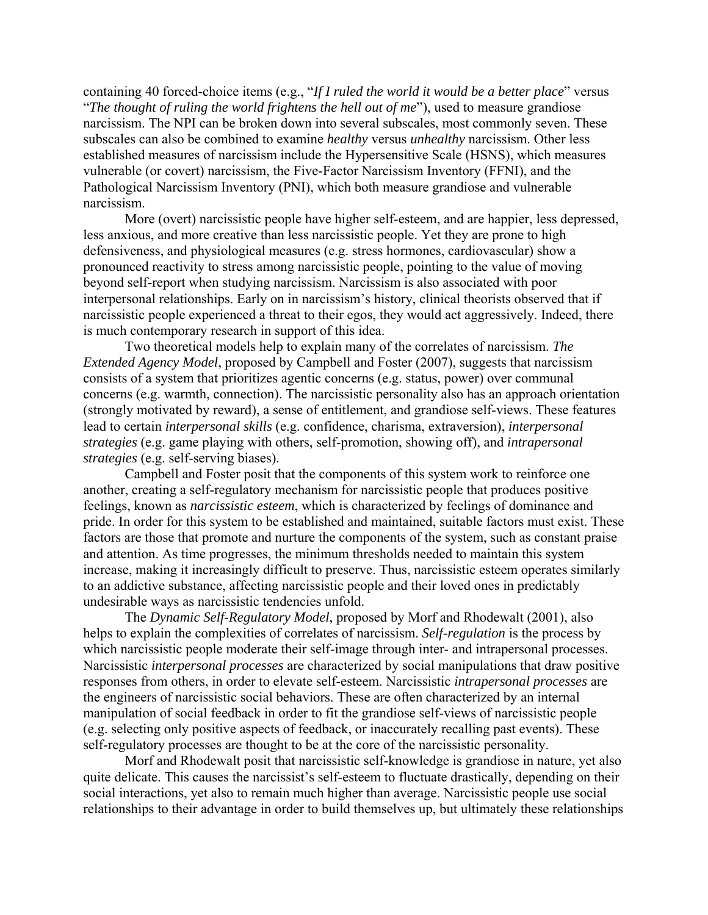containing 40 forced-choice items (e.g., "*If I ruled the world it would be a better place*" versus "*The thought of ruling the world frightens the hell out of me*"), used to measure grandiose narcissism. The NPI can be broken down into several subscales, most commonly seven. These subscales can also be combined to examine *healthy* versus *unhealthy* narcissism. Other less established measures of narcissism include the Hypersensitive Scale (HSNS), which measures vulnerable (or covert) narcissism, the Five-Factor Narcissism Inventory (FFNI), and the Pathological Narcissism Inventory (PNI), which both measure grandiose and vulnerable narcissism.

More (overt) narcissistic people have higher self-esteem, and are happier, less depressed, less anxious, and more creative than less narcissistic people. Yet they are prone to high defensiveness, and physiological measures (e.g. stress hormones, cardiovascular) show a pronounced reactivity to stress among narcissistic people, pointing to the value of moving beyond self-report when studying narcissism. Narcissism is also associated with poor interpersonal relationships. Early on in narcissism's history, clinical theorists observed that if narcissistic people experienced a threat to their egos, they would act aggressively. Indeed, there is much contemporary research in support of this idea.

Two theoretical models help to explain many of the correlates of narcissism. *The Extended Agency Model*, proposed by Campbell and Foster (2007), suggests that narcissism consists of a system that prioritizes agentic concerns (e.g. status, power) over communal concerns (e.g. warmth, connection). The narcissistic personality also has an approach orientation (strongly motivated by reward), a sense of entitlement, and grandiose self-views. These features lead to certain *interpersonal skills* (e.g. confidence, charisma, extraversion), *interpersonal strategies* (e.g. game playing with others, self-promotion, showing off), and *intrapersonal strategies* (e.g. self-serving biases).

Campbell and Foster posit that the components of this system work to reinforce one another, creating a self-regulatory mechanism for narcissistic people that produces positive feelings, known as *narcissistic esteem*, which is characterized by feelings of dominance and pride. In order for this system to be established and maintained, suitable factors must exist. These factors are those that promote and nurture the components of the system, such as constant praise and attention. As time progresses, the minimum thresholds needed to maintain this system increase, making it increasingly difficult to preserve. Thus, narcissistic esteem operates similarly to an addictive substance, affecting narcissistic people and their loved ones in predictably undesirable ways as narcissistic tendencies unfold.

The *Dynamic Self-Regulatory Model*, proposed by Morf and Rhodewalt (2001), also helps to explain the complexities of correlates of narcissism. *Self-regulation* is the process by which narcissistic people moderate their self-image through inter- and intrapersonal processes. Narcissistic *interpersonal processes* are characterized by social manipulations that draw positive responses from others, in order to elevate self-esteem. Narcissistic *intrapersonal processes* are the engineers of narcissistic social behaviors. These are often characterized by an internal manipulation of social feedback in order to fit the grandiose self-views of narcissistic people (e.g. selecting only positive aspects of feedback, or inaccurately recalling past events). These self-regulatory processes are thought to be at the core of the narcissistic personality.

Morf and Rhodewalt posit that narcissistic self-knowledge is grandiose in nature, yet also quite delicate. This causes the narcissist's self-esteem to fluctuate drastically, depending on their social interactions, yet also to remain much higher than average. Narcissistic people use social relationships to their advantage in order to build themselves up, but ultimately these relationships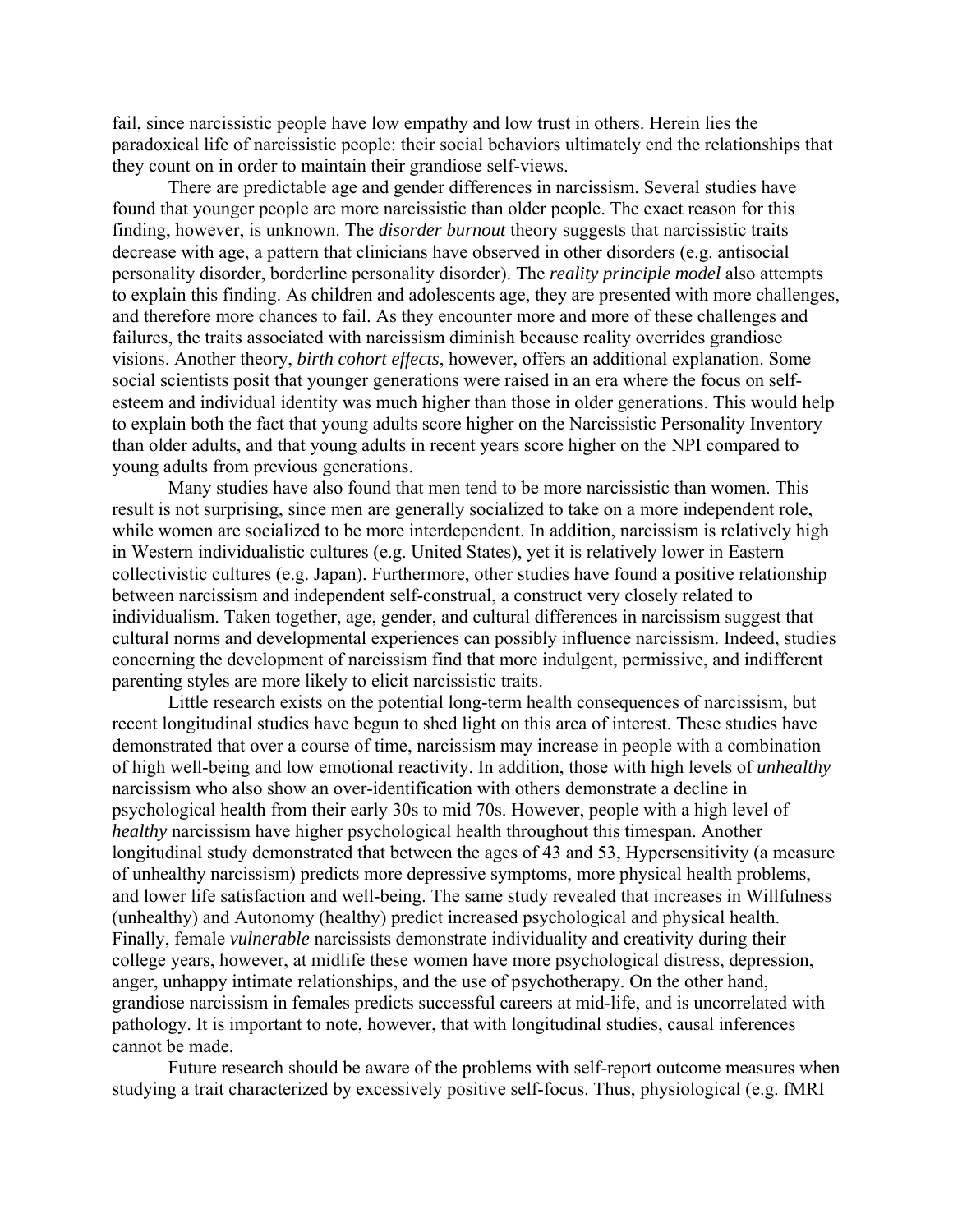fail, since narcissistic people have low empathy and low trust in others. Herein lies the paradoxical life of narcissistic people: their social behaviors ultimately end the relationships that they count on in order to maintain their grandiose self-views.

There are predictable age and gender differences in narcissism. Several studies have found that younger people are more narcissistic than older people. The exact reason for this finding, however, is unknown. The *disorder burnout* theory suggests that narcissistic traits decrease with age, a pattern that clinicians have observed in other disorders (e.g. antisocial personality disorder, borderline personality disorder). The *reality principle model* also attempts to explain this finding. As children and adolescents age, they are presented with more challenges, and therefore more chances to fail. As they encounter more and more of these challenges and failures, the traits associated with narcissism diminish because reality overrides grandiose visions. Another theory, *birth cohort effects*, however, offers an additional explanation. Some social scientists posit that younger generations were raised in an era where the focus on self-esteem and individual identity was much higher than those in older generations. This would help to explain both the fact that young adults score higher on the Narcissistic Personality Inventory than older adults, and that young adults in recent years score higher on the NPI compared to young adults from previous generations.

Many studies have also found that men tend to be more narcissistic than women. This result is not surprising, since men are generally socialized to take on a more independent role, while women are socialized to be more interdependent. In addition, narcissism is relatively high in Western individualistic cultures (e.g. United States), yet it is relatively lower in Eastern collectivistic cultures (e.g. Japan). Furthermore, other studies have found a positive relationship between narcissism and independent self-construal, a construct very closely related to individualism. Taken together, age, gender, and cultural differences in narcissism suggest that cultural norms and developmental experiences can possibly influence narcissism. Indeed, studies concerning the development of narcissism find that more indulgent, permissive, and indifferent parenting styles are more likely to elicit narcissistic traits.

Little research exists on the potential long-term health consequences of narcissism, but recent longitudinal studies have begun to shed light on this area of interest. These studies have demonstrated that over a course of time, narcissism may increase in people with a combination of high well-being and low emotional reactivity. In addition, those with high levels of *unhealthy* narcissism who also show an over-identification with others demonstrate a decline in psychological health from their early 30s to mid 70s. However, people with a high level of *healthy* narcissism have higher psychological health throughout this timespan. Another longitudinal study demonstrated that between the ages of 43 and 53, Hypersensitivity (a measure of unhealthy narcissism) predicts more depressive symptoms, more physical health problems, and lower life satisfaction and well-being. The same study revealed that increases in Willfulness (unhealthy) and Autonomy (healthy) predict increased psychological and physical health. Finally, female *vulnerable* narcissists demonstrate individuality and creativity during their college years, however, at midlife these women have more psychological distress, depression, anger, unhappy intimate relationships, and the use of psychotherapy. On the other hand, grandiose narcissism in females predicts successful careers at mid-life, and is uncorrelated with pathology. It is important to note, however, that with longitudinal studies, causal inferences cannot be made.

Future research should be aware of the problems with self-report outcome measures when studying a trait characterized by excessively positive self-focus. Thus, physiological (e.g. fMRI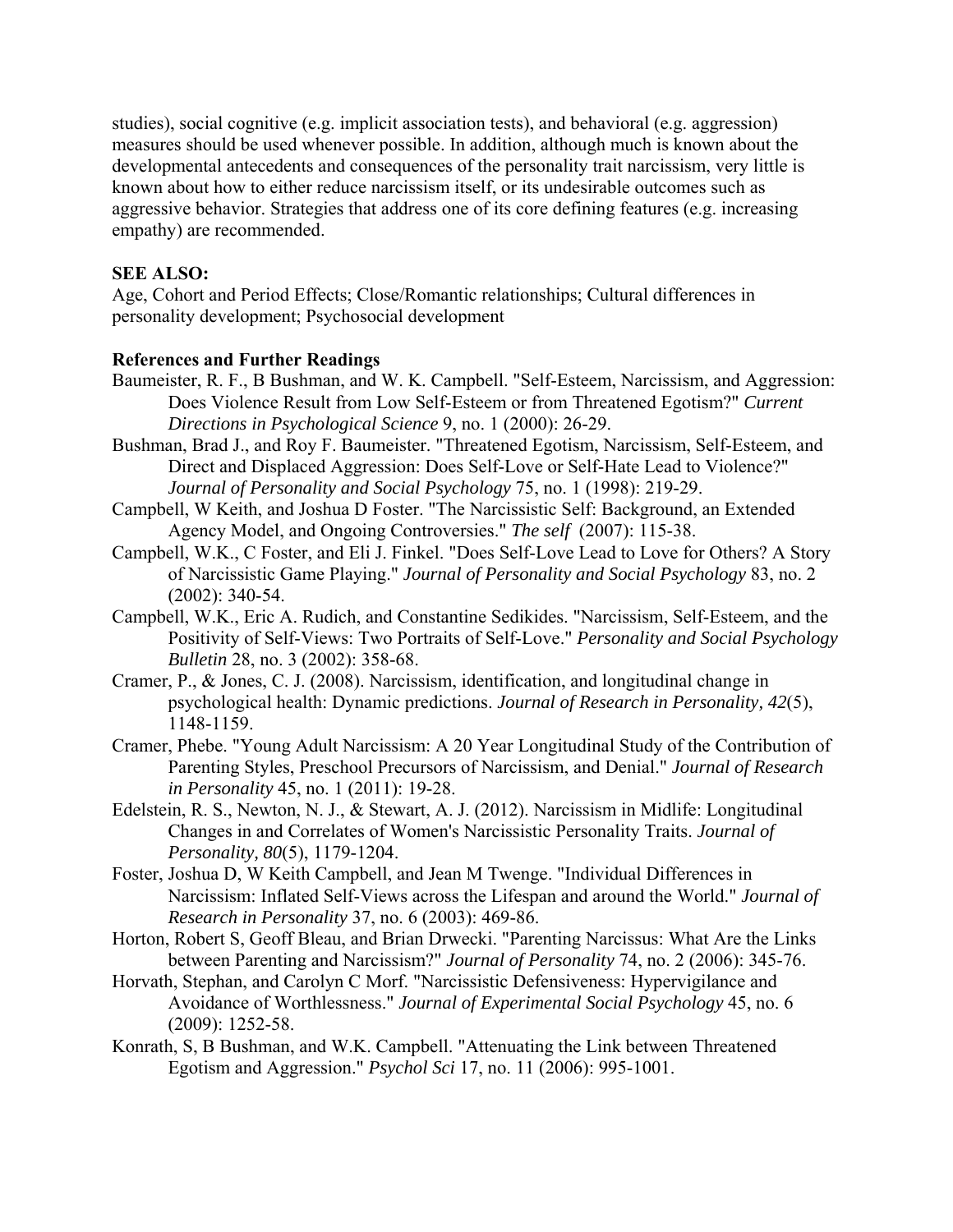studies), social cognitive (e.g. implicit association tests), and behavioral (e.g. aggression) measures should be used whenever possible. In addition, although much is known about the developmental antecedents and consequences of the personality trait narcissism, very little is known about how to either reduce narcissism itself, or its undesirable outcomes such as aggressive behavior. Strategies that address one of its core defining features (e.g. increasing empathy) are recommended.

**SEE ALSO:**

Age, Cohort and Period Effects; Close/Romantic relationships; Cultural differences in personality development; Psychosocial development

**References and Further Readings**

Baumeister, R. F., B Bushman, and W. K. Campbell. "Self-Esteem, Narcissism, and Aggression: Does Violence Result from Low Self-Esteem or from Threatened Egotism?" *Current Directions in Psychological Science* 9, no. 1 (2000): 26-29.

Bushman, Brad J., and Roy F. Baumeister. "Threatened Egotism, Narcissism, Self-Esteem, and Direct and Displaced Aggression: Does Self-Love or Self-Hate Lead to Violence?" *Journal of Personality and Social Psychology* 75, no. 1 (1998): 219-29.

Campbell, W Keith, and Joshua D Foster. "The Narcissistic Self: Background, an Extended Agency Model, and Ongoing Controversies." *The self* (2007): 115-38.

Campbell, W.K., C Foster, and Eli J. Finkel. "Does Self-Love Lead to Love for Others? A Story of Narcissistic Game Playing." *Journal of Personality and Social Psychology* 83, no. 2 (2002): 340-54.

Campbell, W.K., Eric A. Rudich, and Constantine Sedikides. "Narcissism, Self-Esteem, and the Positivity of Self-Views: Two Portraits of Self-Love." *Personality and Social Psychology Bulletin* 28, no. 3 (2002): 358-68.

Cramer, P., & Jones, C. J. (2008). Narcissism, identification, and longitudinal change in psychological health: Dynamic predictions. *Journal of Research in Personality, 42*(5), 1148-1159.

Cramer, Phebe. "Young Adult Narcissism: A 20 Year Longitudinal Study of the Contribution of Parenting Styles, Preschool Precursors of Narcissism, and Denial." *Journal of Research in Personality* 45, no. 1 (2011): 19-28.

Edelstein, R. S., Newton, N. J., & Stewart, A. J. (2012). Narcissism in Midlife: Longitudinal Changes in and Correlates of Women's Narcissistic Personality Traits. *Journal of Personality, 80*(5), 1179-1204.

Foster, Joshua D, W Keith Campbell, and Jean M Twenge. "Individual Differences in Narcissism: Inflated Self-Views across the Lifespan and around the World." *Journal of Research in Personality* 37, no. 6 (2003): 469-86.

Horton, Robert S, Geoff Bleau, and Brian Drwecki. "Parenting Narcissus: What Are the Links between Parenting and Narcissism?" *Journal of Personality* 74, no. 2 (2006): 345-76.

Horvath, Stephan, and Carolyn C Morf. "Narcissistic Defensiveness: Hypervigilance and Avoidance of Worthlessness." *Journal of Experimental Social Psychology* 45, no. 6 (2009): 1252-58.

Konrath, S, B Bushman, and W.K. Campbell. "Attenuating the Link between Threatened Egotism and Aggression." *Psychol Sci* 17, no. 11 (2006): 995-1001.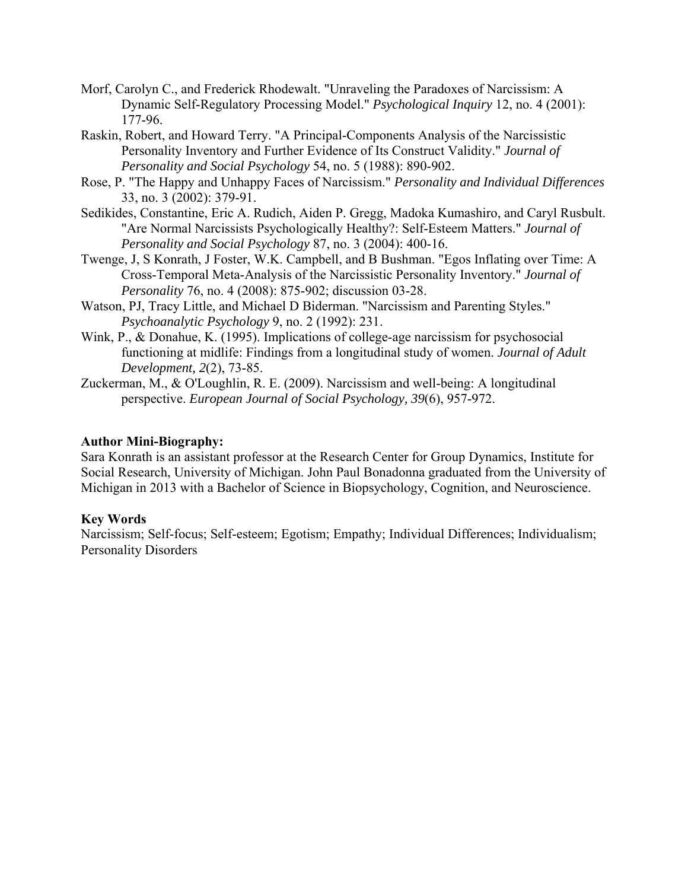Morf, Carolyn C., and Frederick Rhodewalt. "Unraveling the Paradoxes of Narcissism: A Dynamic Self-Regulatory Processing Model." *Psychological Inquiry* 12, no. 4 (2001): 177-96.

Raskin, Robert, and Howard Terry. "A Principal-Components Analysis of the Narcissistic Personality Inventory and Further Evidence of Its Construct Validity." *Journal of Personality and Social Psychology* 54, no. 5 (1988): 890-902.

Rose, P. "The Happy and Unhappy Faces of Narcissism." *Personality and Individual Differences* 33, no. 3 (2002): 379-91.

Sedikides, Constantine, Eric A. Rudich, Aiden P. Gregg, Madoka Kumashiro, and Caryl Rusbult. "Are Normal Narcissists Psychologically Healthy?: Self-Esteem Matters." *Journal of Personality and Social Psychology* 87, no. 3 (2004): 400-16.

Twenge, J, S Konrath, J Foster, W.K. Campbell, and B Bushman. "Egos Inflating over Time: A Cross-Temporal Meta-Analysis of the Narcissistic Personality Inventory." *Journal of Personality* 76, no. 4 (2008): 875-902; discussion 03-28.

Watson, PJ, Tracy Little, and Michael D Biderman. "Narcissism and Parenting Styles." *Psychoanalytic Psychology* 9, no. 2 (1992): 231.

Wink, P., & Donahue, K. (1995). Implications of college-age narcissism for psychosocial functioning at midlife: Findings from a longitudinal study of women. *Journal of Adult Development, 2*(2), 73-85.

Zuckerman, M., & O'Loughlin, R. E. (2009). Narcissism and well-being: A longitudinal perspective. *European Journal of Social Psychology, 39*(6), 957-972.

**Author Mini-Biography:**

Sara Konrath is an assistant professor at the Research Center for Group Dynamics, Institute for Social Research, University of Michigan. John Paul Bonadonna graduated from the University of Michigan in 2013 with a Bachelor of Science in Biopsychology, Cognition, and Neuroscience.

**Key Words**

Narcissism; Self-focus; Self-esteem; Egotism; Empathy; Individual Differences; Individualism; Personality Disorders